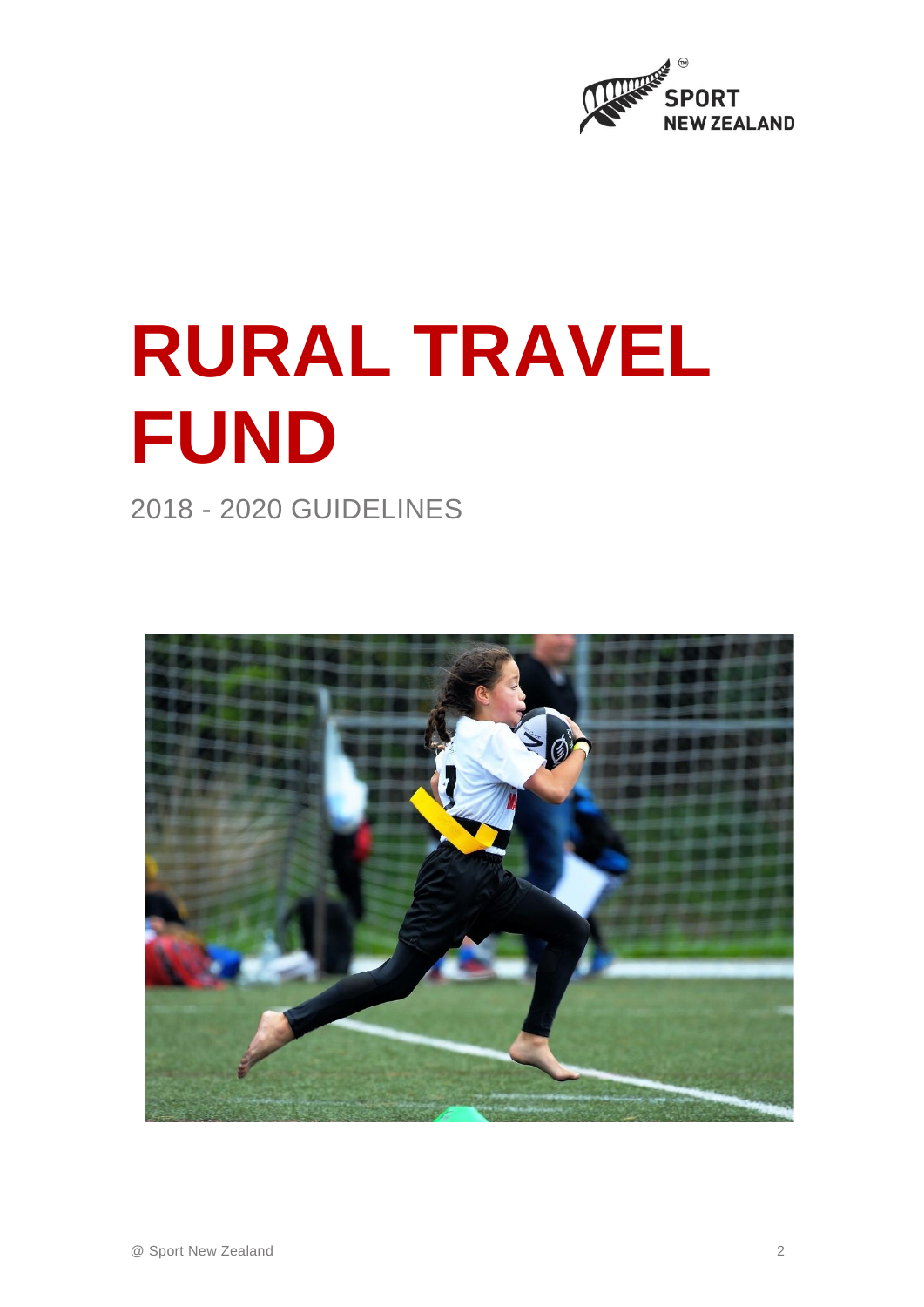# RURAL TRAVEL FUND

2018 - 2020 GUIDELINES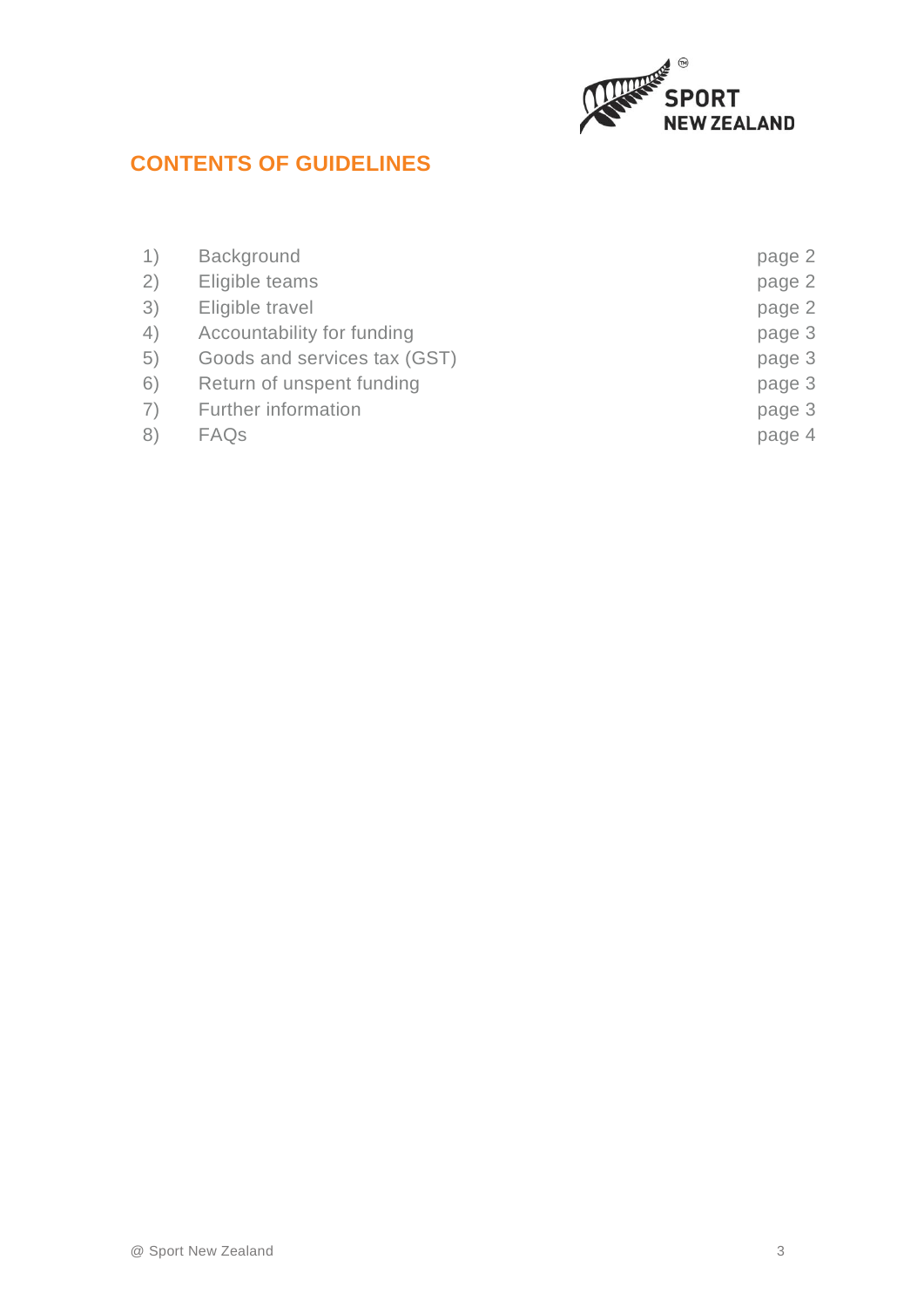## CONTENTS OF GUIDELINES

| | | |
|---|---|---|
| 1) | Background | page 2 |
| 2) | Eligible teams | page 2 |
| 3) | Eligible travel | page 2 |
| 4) | Accountability for funding | page 3 |
| 5) | Goods and services tax (GST) | page 3 |
| 6) | Return of unspent funding | page 3 |
| 7) | Further information | page 3 |
| 8) | FAQs | page 4 |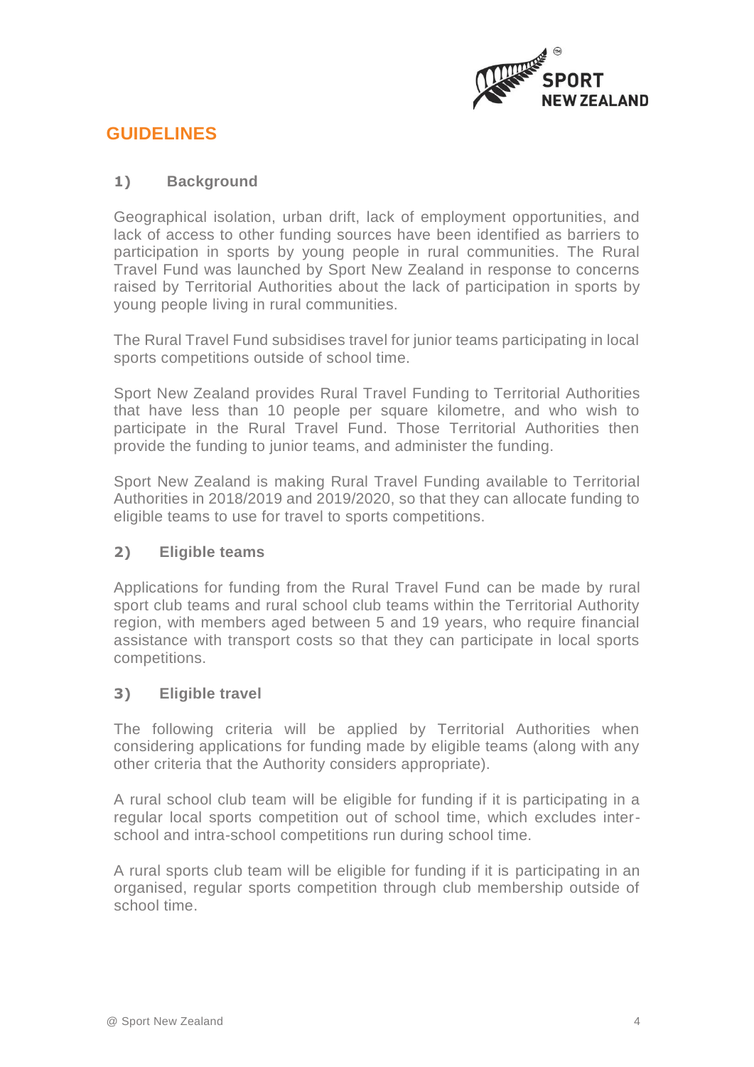# GUIDELINES

## 1) Background

Geographical isolation, urban drift, lack of employment opportunities, and lack of access to other funding sources have been identified as barriers to participation in sports by young people in rural communities. The Rural Travel Fund was launched by Sport New Zealand in response to concerns raised by Territorial Authorities about the lack of participation in sports by young people living in rural communities.

The Rural Travel Fund subsidises travel for junior teams participating in local sports competitions outside of school time.

Sport New Zealand provides Rural Travel Funding to Territorial Authorities that have less than 10 people per square kilometre, and who wish to participate in the Rural Travel Fund. Those Territorial Authorities then provide the funding to junior teams, and administer the funding.

Sport New Zealand is making Rural Travel Funding available to Territorial Authorities in 2018/2019 and 2019/2020, so that they can allocate funding to eligible teams to use for travel to sports competitions.

## 2) Eligible teams

Applications for funding from the Rural Travel Fund can be made by rural sport club teams and rural school club teams within the Territorial Authority region, with members aged between 5 and 19 years, who require financial assistance with transport costs so that they can participate in local sports competitions.

## 3) Eligible travel

The following criteria will be applied by Territorial Authorities when considering applications for funding made by eligible teams (along with any other criteria that the Authority considers appropriate).

A rural school club team will be eligible for funding if it is participating in a regular local sports competition out of school time, which excludes inter-school and intra-school competitions run during school time.

A rural sports club team will be eligible for funding if it is participating in an organised, regular sports competition through club membership outside of school time.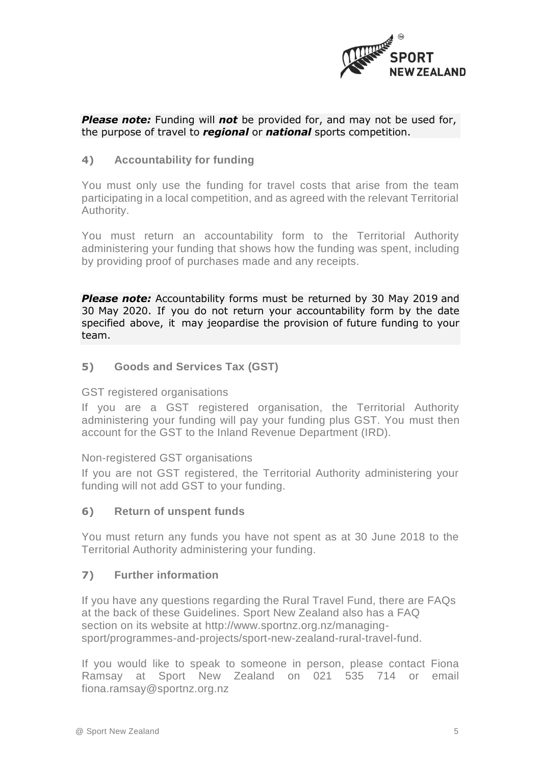***Please note:*** Funding will ***not*** be provided for, and may not be used for, the purpose of travel to ***regional*** or ***national*** sports competition.

## 4) Accountability for funding

You must only use the funding for travel costs that arise from the team participating in a local competition, and as agreed with the relevant Territorial Authority.

You must return an accountability form to the Territorial Authority administering your funding that shows how the funding was spent, including by providing proof of purchases made and any receipts.

***Please note:*** Accountability forms must be returned by 30 May 2019 and 30 May 2020. If you do not return your accountability form by the date specified above, it may jeopardise the provision of future funding to your team.

## 5) Goods and Services Tax (GST)

GST registered organisations

If you are a GST registered organisation, the Territorial Authority administering your funding will pay your funding plus GST. You must then account for the GST to the Inland Revenue Department (IRD).

Non-registered GST organisations

If you are not GST registered, the Territorial Authority administering your funding will not add GST to your funding.

## 6) Return of unspent funds

You must return any funds you have not spent as at 30 June 2018 to the Territorial Authority administering your funding.

## 7) Further information

If you have any questions regarding the Rural Travel Fund, there are FAQs at the back of these Guidelines. Sport New Zealand also has a FAQ section on its website at http://www.sportnz.org.nz/managing-sport/programmes-and-projects/sport-new-zealand-rural-travel-fund.

If you would like to speak to someone in person, please contact Fiona Ramsay at Sport New Zealand on 021 535 714 or email fiona.ramsay@sportnz.org.nz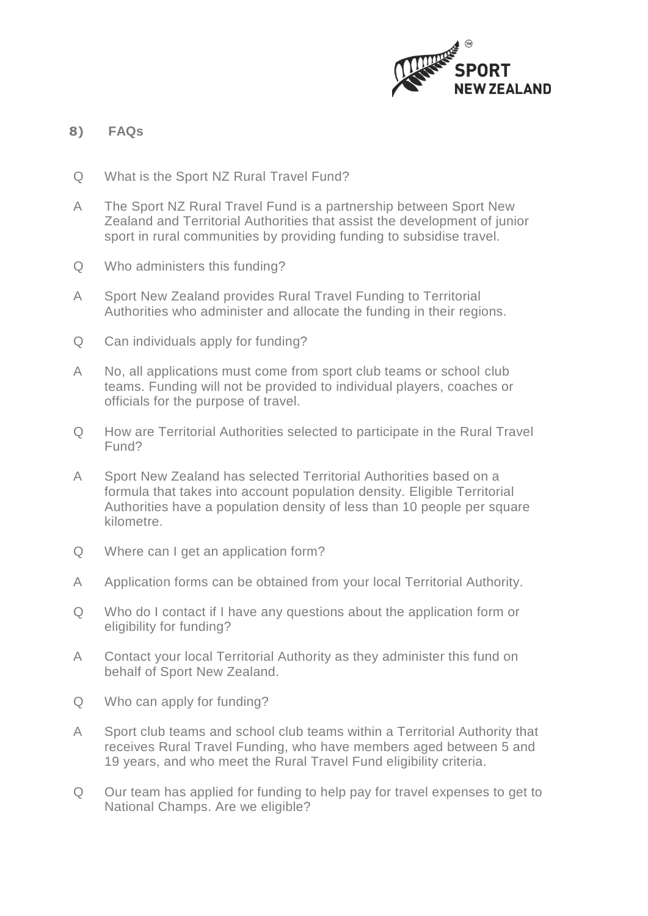## 8) FAQs

Q What is the Sport NZ Rural Travel Fund?

A The Sport NZ Rural Travel Fund is a partnership between Sport New Zealand and Territorial Authorities that assist the development of junior sport in rural communities by providing funding to subsidise travel.

Q Who administers this funding?

A Sport New Zealand provides Rural Travel Funding to Territorial Authorities who administer and allocate the funding in their regions.

Q Can individuals apply for funding?

A No, all applications must come from sport club teams or school club teams. Funding will not be provided to individual players, coaches or officials for the purpose of travel.

Q How are Territorial Authorities selected to participate in the Rural Travel Fund?

A Sport New Zealand has selected Territorial Authorities based on a formula that takes into account population density. Eligible Territorial Authorities have a population density of less than 10 people per square kilometre.

Q Where can I get an application form?

A Application forms can be obtained from your local Territorial Authority.

Q Who do I contact if I have any questions about the application form or eligibility for funding?

A Contact your local Territorial Authority as they administer this fund on behalf of Sport New Zealand.

Q Who can apply for funding?

A Sport club teams and school club teams within a Territorial Authority that receives Rural Travel Funding, who have members aged between 5 and 19 years, and who meet the Rural Travel Fund eligibility criteria.

Q Our team has applied for funding to help pay for travel expenses to get to National Champs. Are we eligible?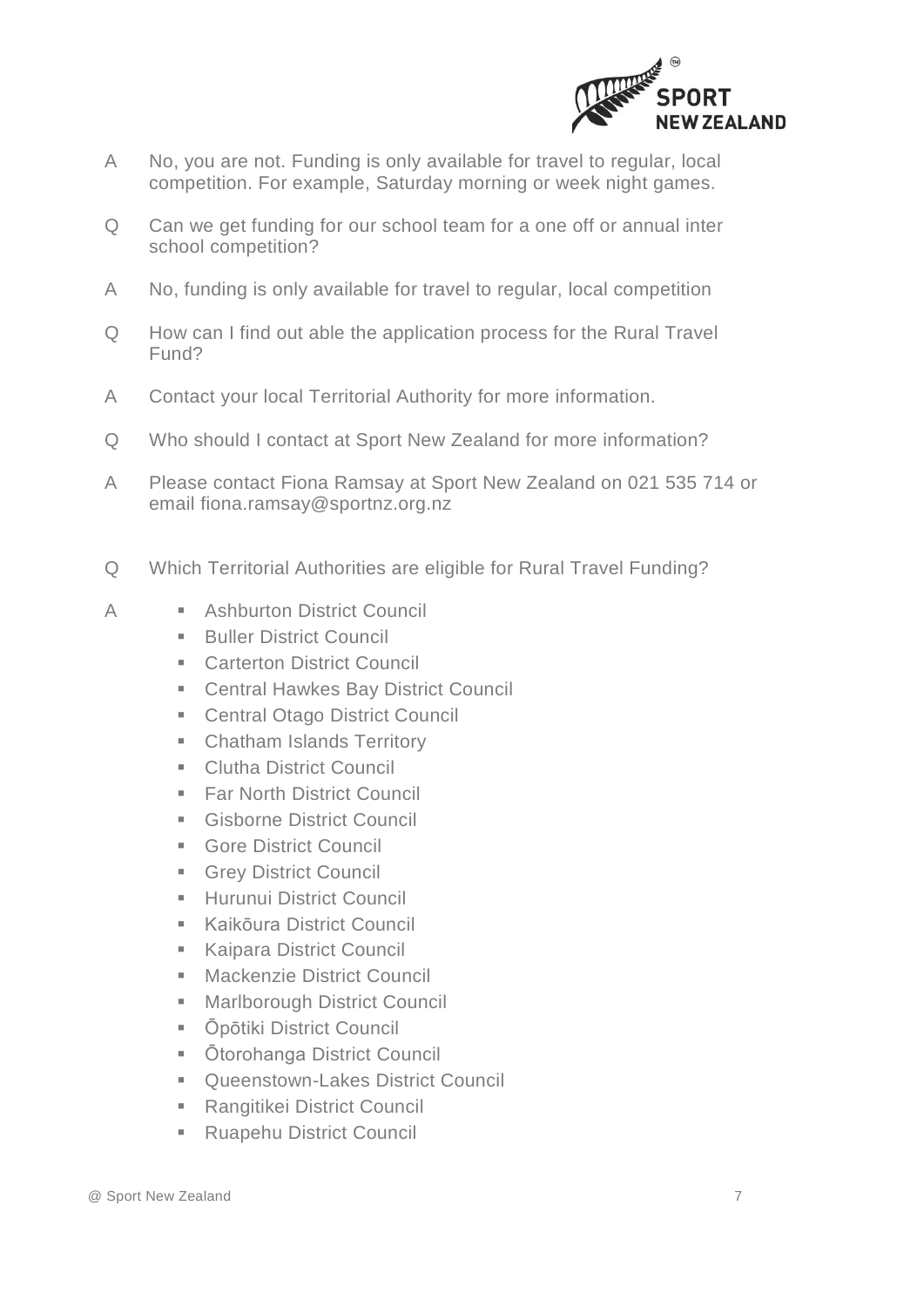A No, you are not. Funding is only available for travel to regular, local competition. For example, Saturday morning or week night games.

Q Can we get funding for our school team for a one off or annual inter school competition?

A No, funding is only available for travel to regular, local competition

Q How can I find out able the application process for the Rural Travel Fund?

A Contact your local Territorial Authority for more information.

Q Who should I contact at Sport New Zealand for more information?

A Please contact Fiona Ramsay at Sport New Zealand on 021 535 714 or email fiona.ramsay@sportnz.org.nz

Q Which Territorial Authorities are eligible for Rural Travel Funding?

A

- Ashburton District Council
- Buller District Council
- Carterton District Council
- Central Hawkes Bay District Council
- Central Otago District Council
- Chatham Islands Territory
- Clutha District Council
- Far North District Council
- Gisborne District Council
- Gore District Council
- Grey District Council
- Hurunui District Council
- Kaikōura District Council
- Kaipara District Council
- Mackenzie District Council
- Marlborough District Council
- Ōpōtiki District Council
- Ōtorohanga District Council
- Queenstown-Lakes District Council
- Rangitikei District Council
- Ruapehu District Council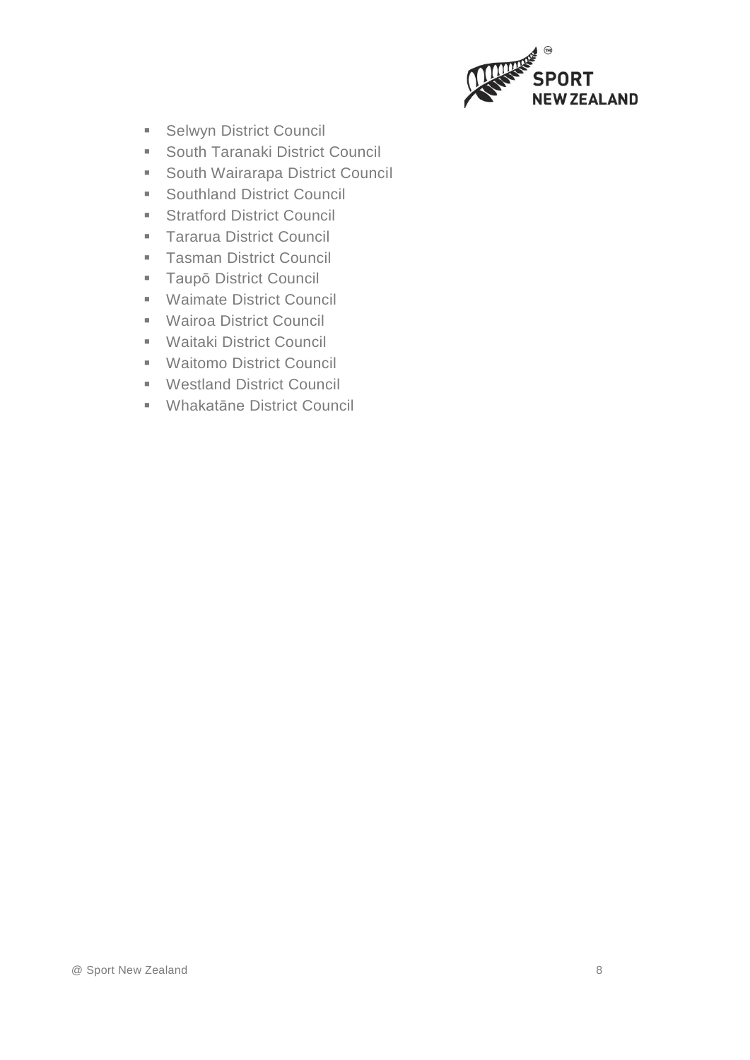- Selwyn District Council
- South Taranaki District Council
- South Wairarapa District Council
- Southland District Council
- Stratford District Council
- Tararua District Council
- Tasman District Council
- Taupō District Council
- Waimate District Council
- Wairoa District Council
- Waitaki District Council
- Waitomo District Council
- Westland District Council
- Whakatāne District Council